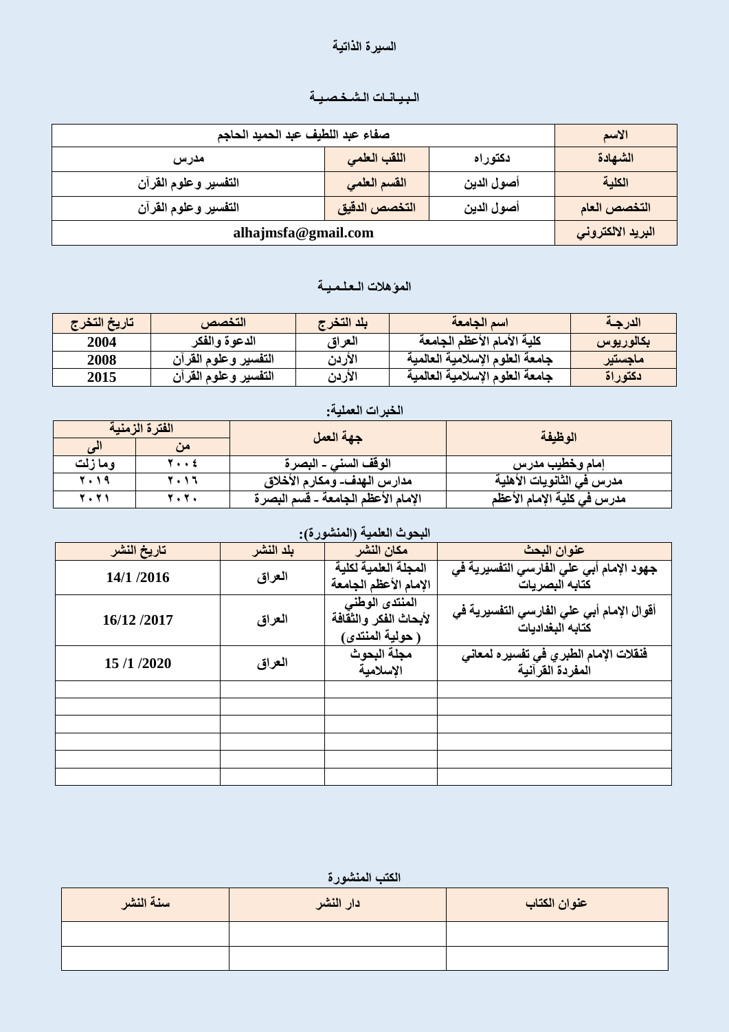# السيرة الذاتية

## البيانات الشخصية

| الاسم | صفاء عبد اللطيف عبد الحميد الحاجم | | |
|---|---|---|---|
| الشهادة | دكتوراه | اللقب العلمي | مدرس |
| الكلية | أصول الدين | القسم العلمي | التفسير وعلوم القرآن |
| التخصص العام | أصول الدين | التخصص الدقيق | التفسير وعلوم القرآن |
| البريد الالكتروني | alhajmsfa@gmail.com | | |

## المؤهلات العلمية

| الدرجة | اسم الجامعة | بلد التخرج | التخصص | تاريخ التخرج |
|---|---|---|---|---|
| بكالوريوس | كلية الأمام الأعظم الجامعة | العراق | الدعوة والفكر | 2004 |
| ماجستير | جامعة العلوم الإسلامية العالمية | الأردن | التفسير وعلوم القرآن | 2008 |
| دكتوراة | جامعة العلوم الإسلامية العالمية | الأردن | التفسير وعلوم القرآن | 2015 |

## الخبرات العملية:

| الوظيفة | جهة العمل | الفترة الزمنية | |
|---|---|---|---|
| | | من | الى |
| إمام وخطيب مدرس | الوقف السني - البصرة | ٢٠٠٤ | وما زلت |
| مدرس في الثانويات الأهلية | مدارس الهدف- ومكارم الأخلاق | ٢٠١٦ | ٢٠١٩ |
| مدرس في كلية الإمام الأعظم | الإمام الأعظم الجامعة - قسم البصرة | ٢٠٢٠ | ٢٠٢١ |

## البحوث العلمية (المنشورة):

| عنوان البحث | مكان النشر | بلد النشر | تاريخ النشر |
|---|---|---|---|
| جهود الإمام أبي علي الفارسي التفسيرية في كتابه البصريات | المجلة العلمية لكلية الإمام الأعظم الجامعة | العراق | 14/1 /2016 |
| أقوال الإمام أبي علي الفارسي التفسيرية في كتابه البغداديات | المنتدى الوطني لأبحاث الفكر والثقافة ( حولية المنتدى) | العراق | 16/12 /2017 |
| فنقلات الإمام الطبري في تفسيره لمعاني المفردة القرآنية | مجلة البحوث الإسلامية | العراق | 15 /1 /2020 |
| | | | |
| | | | |
| | | | |
| | | | |
| | | | |
| | | | |

## الكتب المنشورة

| عنوان الكتاب | دار النشر | سنة النشر |
|---|---|---|
| | | |
| | | |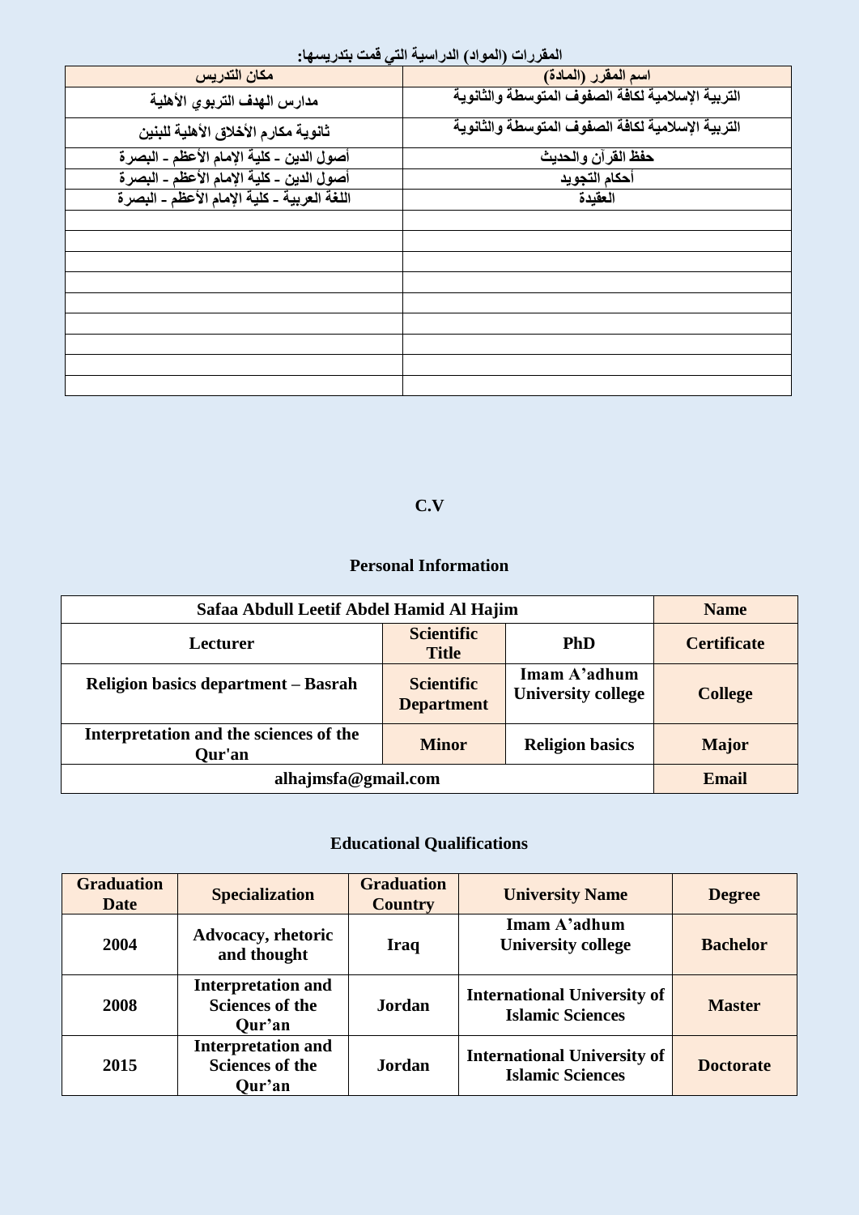المقررات (المواد) الدراسية التي قمت بتدريسها:

| اسم المقرر (المادة) | مكان التدريس |
|---|---|
| التربية الإسلامية لكافة الصفوف المتوسطة والثانوية | مدارس الهدف التربوي الأهلية |
| التربية الإسلامية لكافة الصفوف المتوسطة والثانوية | ثانوية مكارم الأخلاق الأهلية للبنين |
| حفظ القرآن والحديث | أصول الدين ـ كلية الإمام الأعظم ـ البصرة |
| أحكام التجويد | أصول الدين ـ كلية الإمام الأعظم ـ البصرة |
| العقيدة | اللغة العربية ـ كلية الإمام الأعظم ـ البصرة |
| | |
| | |
| | |
| | |
| | |
| | |
| | |
| | |

**C.V**

## Personal Information

| Name | Safaa Abdull Leetif Abdel Hamid Al Hajim | | |
|---|---|---|---|
| Certificate | PhD | Scientific Title | Lecturer |
| College | Imam A'adhum University college | Scientific Department | Religion basics department – Basrah |
| Major | Religion basics | Minor | Interpretation and the sciences of the Qur'an |
| Email | alhajmsfa@gmail.com | | |

## Educational Qualifications

| Degree | University Name | Graduation Country | Specialization | Graduation Date |
|---|---|---|---|---|
| Bachelor | Imam A'adhum University college | Iraq | Advocacy, rhetoric and thought | 2004 |
| Master | International University of Islamic Sciences | Jordan | Interpretation and Sciences of the Qur'an | 2008 |
| Doctorate | International University of Islamic Sciences | Jordan | Interpretation and Sciences of the Qur'an | 2015 |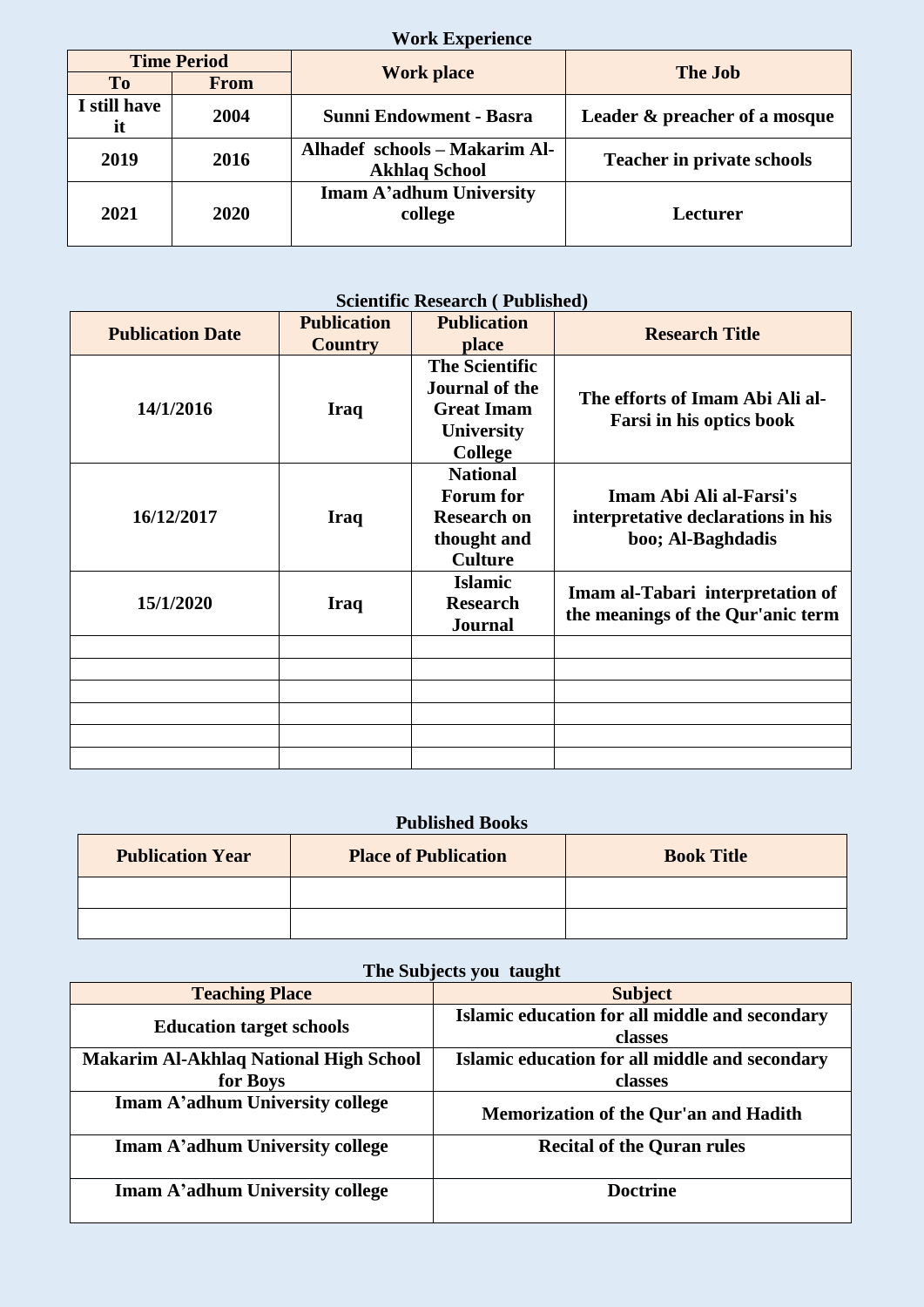## Work Experience

| Time Period | | Work place | The Job |
|---|---|---|---|
| To | From | | |
| I still have it | 2004 | Sunni Endowment - Basra | Leader & preacher of a mosque |
| 2019 | 2016 | Alhadef schools – Makarim Al-Akhlaq School | Teacher in private schools |
| 2021 | 2020 | Imam A'adhum University college | Lecturer |

## Scientific Research ( Published)

| Publication Date | Publication Country | Publication place | Research Title |
|---|---|---|---|
| 14/1/2016 | Iraq | The Scientific Journal of the Great Imam University College | The efforts of Imam Abi Ali al-Farsi in his optics book |
| 16/12/2017 | Iraq | National Forum for Research on thought and Culture | Imam Abi Ali al-Farsi's interpretative declarations in his boo; Al-Baghdadis |
| 15/1/2020 | Iraq | Islamic Research Journal | Imam al-Tabari interpretation of the meanings of the Qur'anic term |
| | | | |
| | | | |
| | | | |
| | | | |
| | | | |
| | | | |

## Published Books

| Publication Year | Place of Publication | Book Title |
|---|---|---|
| | | |
| | | |

## The Subjects you taught

| Teaching Place | Subject |
|---|---|
| Education target schools | Islamic education for all middle and secondary classes |
| Makarim Al-Akhlaq National High School for Boys | Islamic education for all middle and secondary classes |
| Imam A'adhum University college | Memorization of the Qur'an and Hadith |
| Imam A'adhum University college | Recital of the Quran rules |
| Imam A'adhum University college | Doctrine |